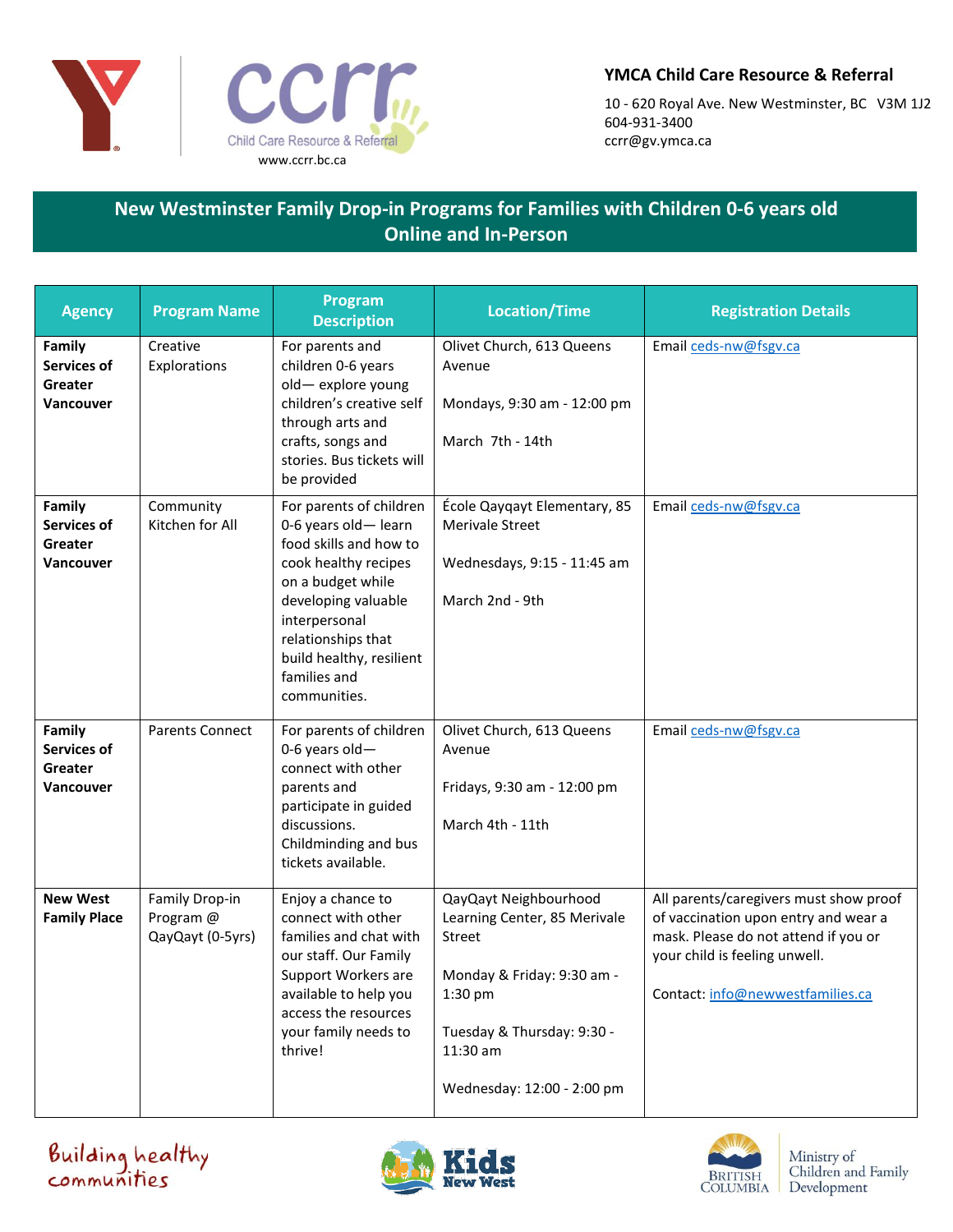**YMCA Child Care Resource & Referral**

10 - 620 Royal Ave. New Westminster, BC V3M 1J2
604-931-3400
ccrr@gv.ymca.ca

www.ccrr.bc.ca

## New Westminster Family Drop-in Programs for Families with Children 0-6 years old Online and In-Person

| Agency | Program Name | Program Description | Location/Time | Registration Details |
|---|---|---|---|---|
| **Family Services of Greater Vancouver** | Creative Explorations | For parents and children 0-6 years old— explore young children's creative self through arts and crafts, songs and stories. Bus tickets will be provided | Olivet Church, 613 Queens Avenue<br><br>Mondays, 9:30 am - 12:00 pm<br><br>March 7th - 14th | Email ceds-nw@fsgv.ca |
| **Family Services of Greater Vancouver** | Community Kitchen for All | For parents of children 0-6 years old— learn food skills and how to cook healthy recipes on a budget while developing valuable interpersonal relationships that build healthy, resilient families and communities. | École Qayqayt Elementary, 85 Merivale Street<br><br>Wednesdays, 9:15 - 11:45 am<br><br>March 2nd - 9th | Email ceds-nw@fsgv.ca |
| **Family Services of Greater Vancouver** | Parents Connect | For parents of children 0-6 years old— connect with other parents and participate in guided discussions. Childminding and bus tickets available. | Olivet Church, 613 Queens Avenue<br><br>Fridays, 9:30 am - 12:00 pm<br><br>March 4th - 11th | Email ceds-nw@fsgv.ca |
| **New West Family Place** | Family Drop-in Program @ QayQayt (0-5yrs) | Enjoy a chance to connect with other families and chat with our staff. Our Family Support Workers are available to help you access the resources your family needs to thrive! | QayQayt Neighbourhood Learning Center, 85 Merivale Street<br><br>Monday & Friday: 9:30 am - 1:30 pm<br><br>Tuesday & Thursday: 9:30 - 11:30 am<br><br>Wednesday: 12:00 - 2:00 pm | All parents/caregivers must show proof of vaccination upon entry and wear a mask. Please do not attend if you or your child is feeling unwell.<br><br>Contact: info@newwestfamilies.ca |

Building healthy communities

Kids New West

British Columbia — Ministry of Children and Family Development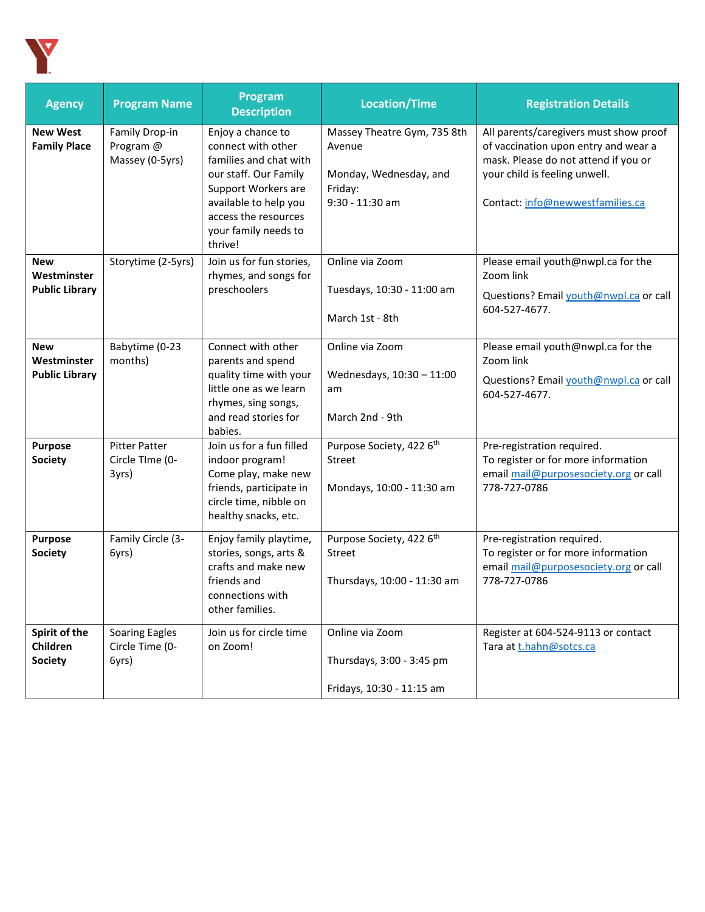| Agency | Program Name | Program Description | Location/Time | Registration Details |
|---|---|---|---|---|
| **New West Family Place** | Family Drop-in Program @ Massey (0-5yrs) | Enjoy a chance to connect with other families and chat with our staff. Our Family Support Workers are available to help you access the resources your family needs to thrive! | Massey Theatre Gym, 735 8th Avenue<br><br>Monday, Wednesday, and Friday:<br>9:30 - 11:30 am | All parents/caregivers must show proof of vaccination upon entry and wear a mask. Please do not attend if you or your child is feeling unwell.<br><br>Contact: info@newwestfamilies.ca |
| **New Westminster Public Library** | Storytime (2-5yrs) | Join us for fun stories, rhymes, and songs for preschoolers | Online via Zoom<br><br>Tuesdays, 10:30 - 11:00 am<br><br>March 1st - 8th | Please email youth@nwpl.ca for the Zoom link<br><br>Questions? Email youth@nwpl.ca or call 604-527-4677. |
| **New Westminster Public Library** | Babytime (0-23 months) | Connect with other parents and spend quality time with your little one as we learn rhymes, sing songs, and read stories for babies. | Online via Zoom<br><br>Wednesdays, 10:30 – 11:00 am<br><br>March 2nd - 9th | Please email youth@nwpl.ca for the Zoom link<br><br>Questions? Email youth@nwpl.ca or call 604-527-4677. |
| **Purpose Society** | Pitter Patter Circle TIme (0-3yrs) | Join us for a fun filled indoor program! Come play, make new friends, participate in circle time, nibble on healthy snacks, etc. | Purpose Society, 422 6th Street<br><br>Mondays, 10:00 - 11:30 am | Pre-registration required.<br>To register or for more information email mail@purposesociety.org or call 778-727-0786 |
| **Purpose Society** | Family Circle (3-6yrs) | Enjoy family playtime, stories, songs, arts & crafts and make new friends and connections with other families. | Purpose Society, 422 6th Street<br><br>Thursdays, 10:00 - 11:30 am | Pre-registration required.<br>To register or for more information email mail@purposesociety.org or call 778-727-0786 |
| **Spirit of the Children Society** | Soaring Eagles Circle Time (0-6yrs) | Join us for circle time on Zoom! | Online via Zoom<br><br>Thursdays, 3:00 - 3:45 pm<br><br>Fridays, 10:30 - 11:15 am | Register at 604-524-9113 or contact Tara at t.hahn@sotcs.ca |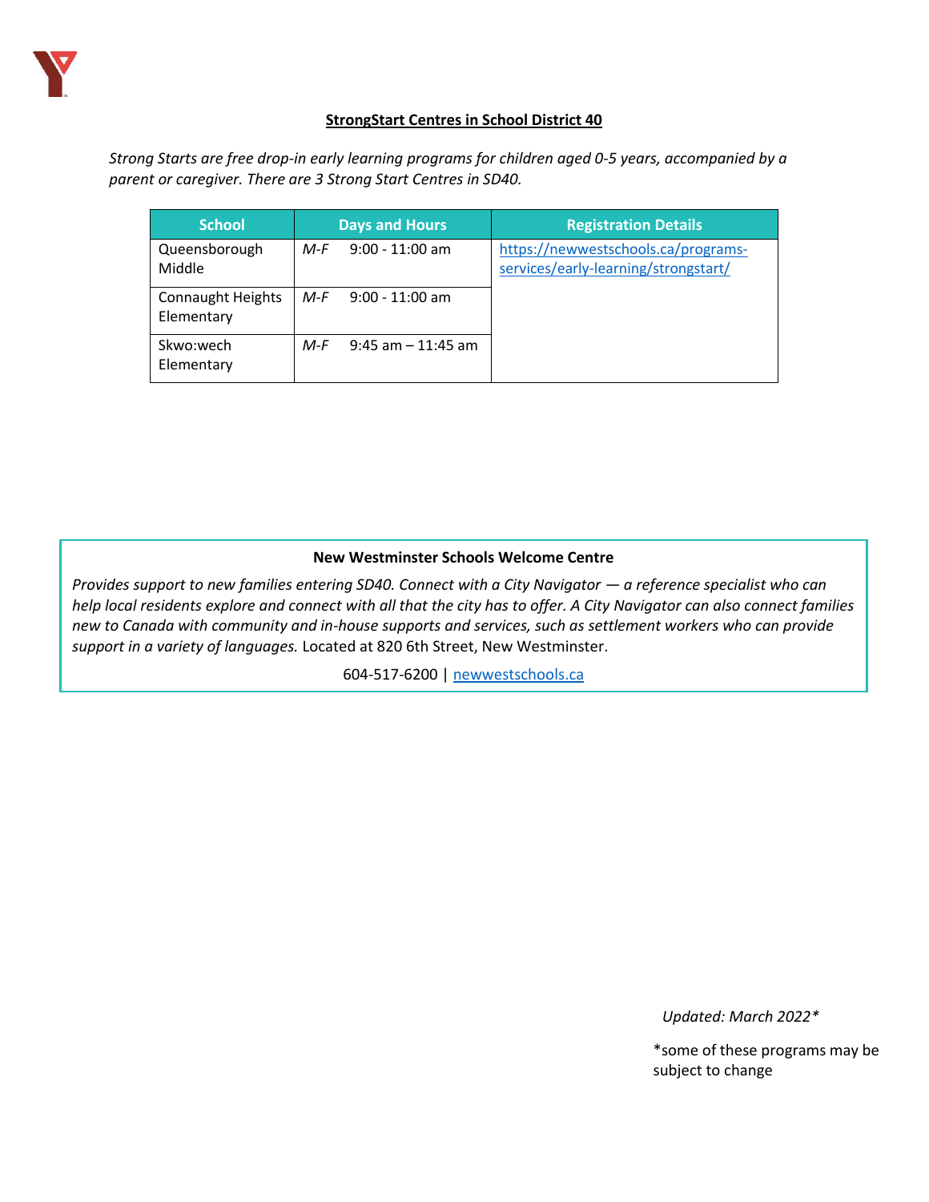**StrongStart Centres in School District 40**

*Strong Starts are free drop-in early learning programs for children aged 0-5 years, accompanied by a parent or caregiver. There are 3 Strong Start Centres in SD40.*

| School | Days and Hours | Registration Details |
|---|---|---|
| Queensborough Middle | *M-F* 9:00 - 11:00 am | https://newwestschools.ca/programs-services/early-learning/strongstart/ |
| Connaught Heights Elementary | *M-F* 9:00 - 11:00 am | |
| Skwo:wech Elementary | *M-F* 9:45 am – 11:45 am | |

**New Westminster Schools Welcome Centre**

*Provides support to new families entering SD40. Connect with a City Navigator — a reference specialist who can help local residents explore and connect with all that the city has to offer. A City Navigator can also connect families new to Canada with community and in-house supports and services, such as settlement workers who can provide support in a variety of languages.* Located at 820 6th Street, New Westminster.

604-517-6200 | newwestschools.ca

*Updated: March 2022**

*some of these programs may be subject to change